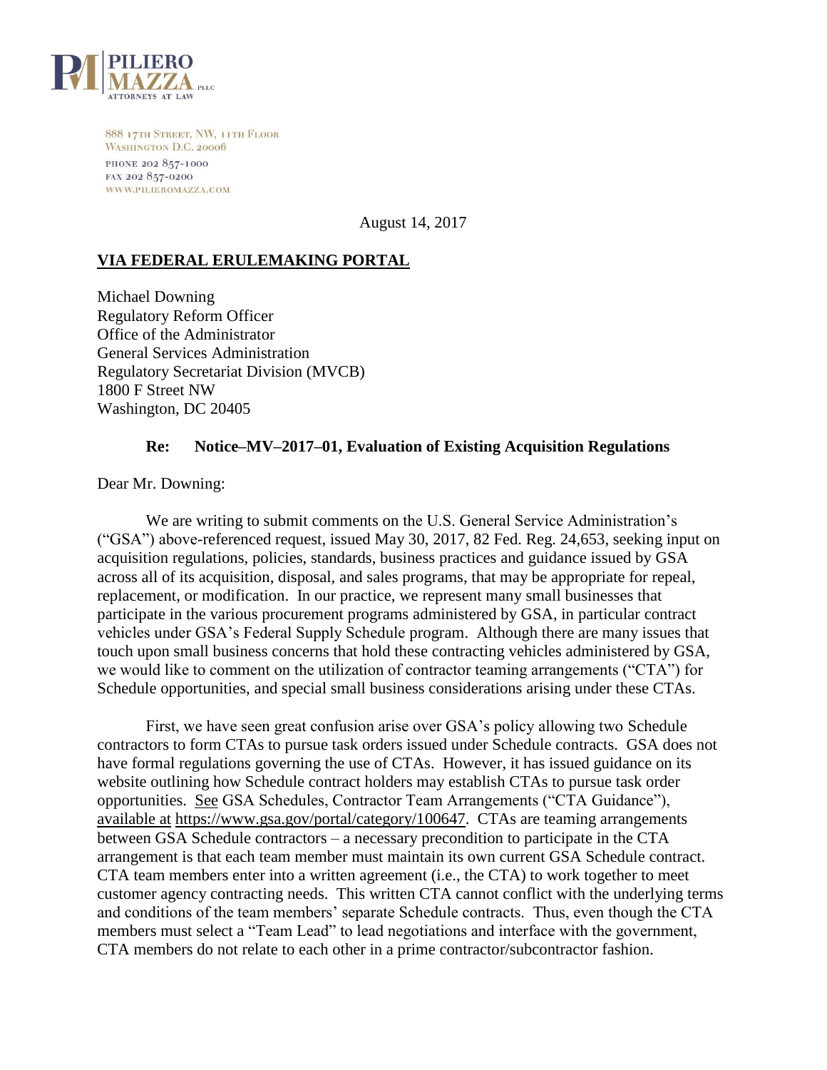PILIERO MAZZA PLLC
ATTORNEYS AT LAW

888 17TH STREET, NW, 11TH FLOOR
WASHINGTON D.C. 20006
PHONE 202 857-1000
FAX 202 857-0200
WWW.PILIEROMAZZA.COM

August 14, 2017

**VIA FEDERAL ERULEMAKING PORTAL**

Michael Downing
Regulatory Reform Officer
Office of the Administrator
General Services Administration
Regulatory Secretariat Division (MVCB)
1800 F Street NW
Washington, DC 20405

**Re: Notice–MV–2017–01, Evaluation of Existing Acquisition Regulations**

Dear Mr. Downing:

We are writing to submit comments on the U.S. General Service Administration's ("GSA") above-referenced request, issued May 30, 2017, 82 Fed. Reg. 24,653, seeking input on acquisition regulations, policies, standards, business practices and guidance issued by GSA across all of its acquisition, disposal, and sales programs, that may be appropriate for repeal, replacement, or modification. In our practice, we represent many small businesses that participate in the various procurement programs administered by GSA, in particular contract vehicles under GSA's Federal Supply Schedule program. Although there are many issues that touch upon small business concerns that hold these contracting vehicles administered by GSA, we would like to comment on the utilization of contractor teaming arrangements ("CTA") for Schedule opportunities, and special small business considerations arising under these CTAs.

First, we have seen great confusion arise over GSA's policy allowing two Schedule contractors to form CTAs to pursue task orders issued under Schedule contracts. GSA does not have formal regulations governing the use of CTAs. However, it has issued guidance on its website outlining how Schedule contract holders may establish CTAs to pursue task order opportunities. See GSA Schedules, Contractor Team Arrangements ("CTA Guidance"), available at https://www.gsa.gov/portal/category/100647. CTAs are teaming arrangements between GSA Schedule contractors – a necessary precondition to participate in the CTA arrangement is that each team member must maintain its own current GSA Schedule contract. CTA team members enter into a written agreement (i.e., the CTA) to work together to meet customer agency contracting needs. This written CTA cannot conflict with the underlying terms and conditions of the team members' separate Schedule contracts. Thus, even though the CTA members must select a "Team Lead" to lead negotiations and interface with the government, CTA members do not relate to each other in a prime contractor/subcontractor fashion.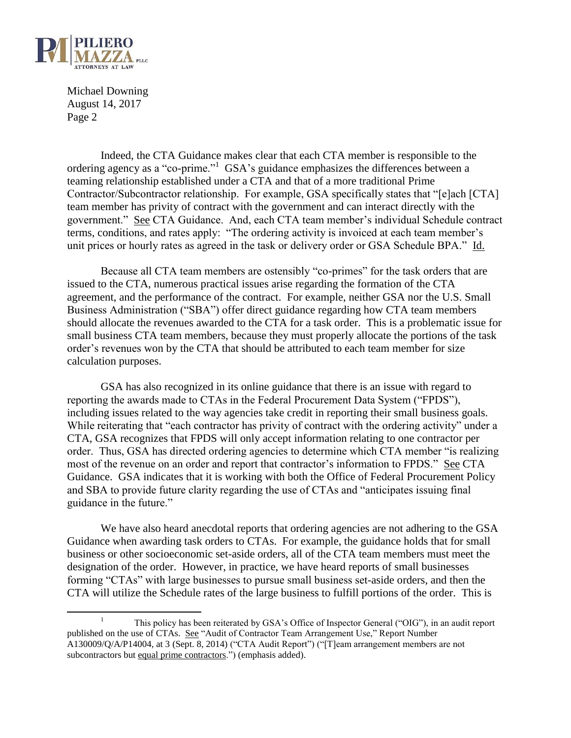Indeed, the CTA Guidance makes clear that each CTA member is responsible to the ordering agency as a "co-prime."[1] GSA's guidance emphasizes the differences between a teaming relationship established under a CTA and that of a more traditional Prime Contractor/Subcontractor relationship. For example, GSA specifically states that "[e]ach [CTA] team member has privity of contract with the government and can interact directly with the government." See CTA Guidance. And, each CTA team member's individual Schedule contract terms, conditions, and rates apply: "The ordering activity is invoiced at each team member's unit prices or hourly rates as agreed in the task or delivery order or GSA Schedule BPA." Id.

Because all CTA team members are ostensibly "co-primes" for the task orders that are issued to the CTA, numerous practical issues arise regarding the formation of the CTA agreement, and the performance of the contract. For example, neither GSA nor the U.S. Small Business Administration ("SBA") offer direct guidance regarding how CTA team members should allocate the revenues awarded to the CTA for a task order. This is a problematic issue for small business CTA team members, because they must properly allocate the portions of the task order's revenues won by the CTA that should be attributed to each team member for size calculation purposes.

GSA has also recognized in its online guidance that there is an issue with regard to reporting the awards made to CTAs in the Federal Procurement Data System ("FPDS"), including issues related to the way agencies take credit in reporting their small business goals. While reiterating that "each contractor has privity of contract with the ordering activity" under a CTA, GSA recognizes that FPDS will only accept information relating to one contractor per order. Thus, GSA has directed ordering agencies to determine which CTA member "is realizing most of the revenue on an order and report that contractor's information to FPDS." See CTA Guidance. GSA indicates that it is working with both the Office of Federal Procurement Policy and SBA to provide future clarity regarding the use of CTAs and "anticipates issuing final guidance in the future."

We have also heard anecdotal reports that ordering agencies are not adhering to the GSA Guidance when awarding task orders to CTAs. For example, the guidance holds that for small business or other socioeconomic set-aside orders, all of the CTA team members must meet the designation of the order. However, in practice, we have heard reports of small businesses forming "CTAs" with large businesses to pursue small business set-aside orders, and then the CTA will utilize the Schedule rates of the large business to fulfill portions of the order. This is

---

[1] This policy has been reiterated by GSA's Office of Inspector General ("OIG"), in an audit report published on the use of CTAs. See "Audit of Contractor Team Arrangement Use," Report Number A130009/Q/A/P14004, at 3 (Sept. 8, 2014) ("CTA Audit Report") ("[T]eam arrangement members are not subcontractors but equal prime contractors.") (emphasis added).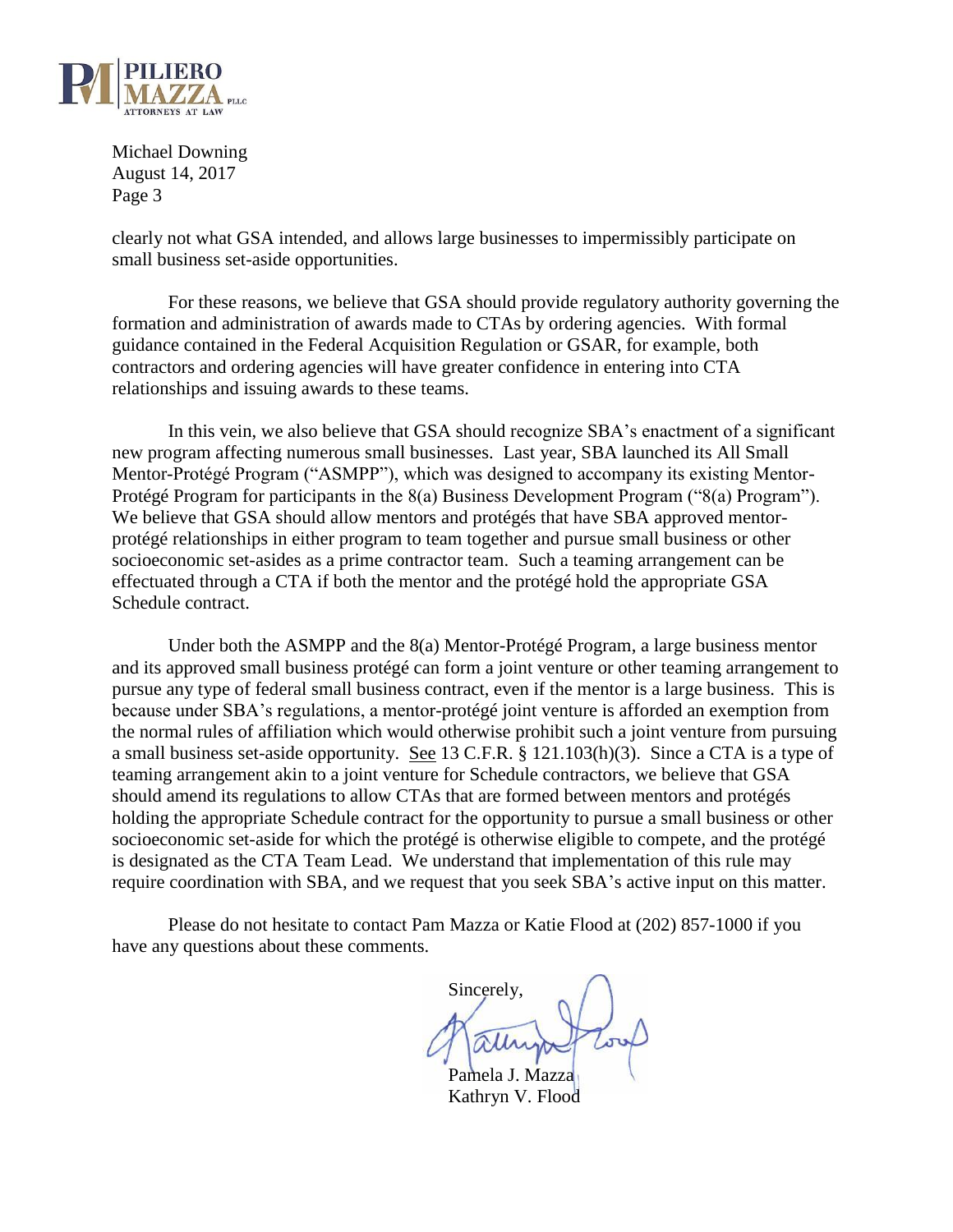clearly not what GSA intended, and allows large businesses to impermissibly participate on small business set-aside opportunities.

For these reasons, we believe that GSA should provide regulatory authority governing the formation and administration of awards made to CTAs by ordering agencies. With formal guidance contained in the Federal Acquisition Regulation or GSAR, for example, both contractors and ordering agencies will have greater confidence in entering into CTA relationships and issuing awards to these teams.

In this vein, we also believe that GSA should recognize SBA's enactment of a significant new program affecting numerous small businesses. Last year, SBA launched its All Small Mentor-Protégé Program ("ASMPP"), which was designed to accompany its existing Mentor-Protégé Program for participants in the 8(a) Business Development Program ("8(a) Program"). We believe that GSA should allow mentors and protégés that have SBA approved mentor-protégé relationships in either program to team together and pursue small business or other socioeconomic set-asides as a prime contractor team. Such a teaming arrangement can be effectuated through a CTA if both the mentor and the protégé hold the appropriate GSA Schedule contract.

Under both the ASMPP and the 8(a) Mentor-Protégé Program, a large business mentor and its approved small business protégé can form a joint venture or other teaming arrangement to pursue any type of federal small business contract, even if the mentor is a large business. This is because under SBA's regulations, a mentor-protégé joint venture is afforded an exemption from the normal rules of affiliation which would otherwise prohibit such a joint venture from pursuing a small business set-aside opportunity. See 13 C.F.R. § 121.103(h)(3). Since a CTA is a type of teaming arrangement akin to a joint venture for Schedule contractors, we believe that GSA should amend its regulations to allow CTAs that are formed between mentors and protégés holding the appropriate Schedule contract for the opportunity to pursue a small business or other socioeconomic set-aside for which the protégé is otherwise eligible to compete, and the protégé is designated as the CTA Team Lead. We understand that implementation of this rule may require coordination with SBA, and we request that you seek SBA's active input on this matter.

Please do not hesitate to contact Pam Mazza or Katie Flood at (202) 857-1000 if you have any questions about these comments.

Sincerely,

Pamela J. Mazza
Kathryn V. Flood